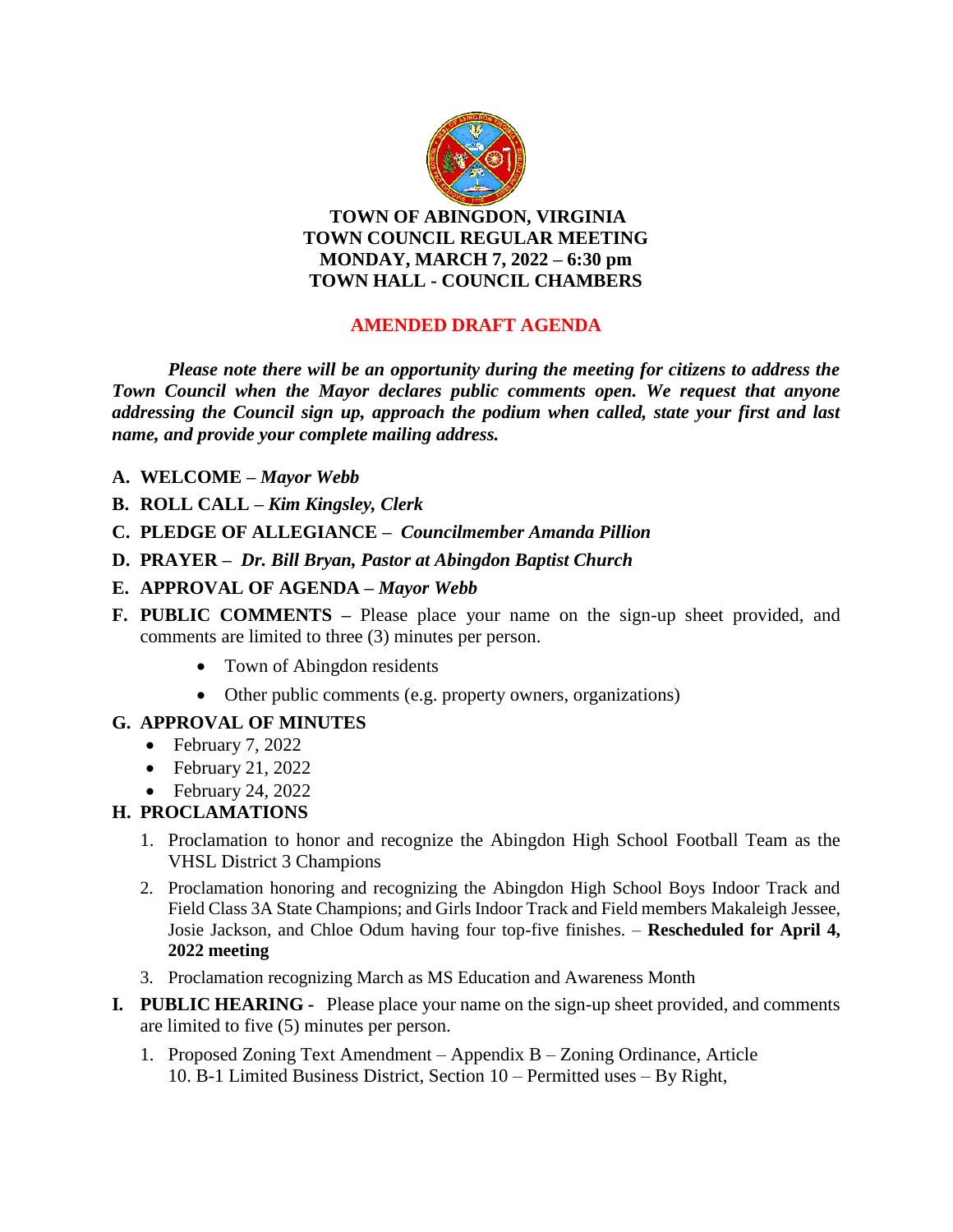**TOWN OF ABINGDON, VIRGINIA**
**TOWN COUNCIL REGULAR MEETING**
**MONDAY, MARCH 7, 2022 – 6:30 pm**
**TOWN HALL - COUNCIL CHAMBERS**

**AMENDED DRAFT AGENDA**

***Please note there will be an opportunity during the meeting for citizens to address the Town Council when the Mayor declares public comments open. We request that anyone addressing the Council sign up, approach the podium when called, state your first and last name, and provide your complete mailing address.***

**A. WELCOME –** ***Mayor Webb***

**B. ROLL CALL –** ***Kim Kingsley, Clerk***

**C. PLEDGE OF ALLEGIANCE –** ***Councilmember Amanda Pillion***

**D. PRAYER –** ***Dr. Bill Bryan, Pastor at Abingdon Baptist Church***

**E. APPROVAL OF AGENDA –** ***Mayor Webb***

**F. PUBLIC COMMENTS –** Please place your name on the sign-up sheet provided, and comments are limited to three (3) minutes per person.

- Town of Abingdon residents
- Other public comments (e.g. property owners, organizations)

**G. APPROVAL OF MINUTES**

- February 7, 2022
- February 21, 2022
- February 24, 2022

**H. PROCLAMATIONS**

1. Proclamation to honor and recognize the Abingdon High School Football Team as the VHSL District 3 Champions
2. Proclamation honoring and recognizing the Abingdon High School Boys Indoor Track and Field Class 3A State Champions; and Girls Indoor Track and Field members Makaleigh Jessee, Josie Jackson, and Chloe Odum having four top-five finishes. – **Rescheduled for April 4, 2022 meeting**
3. Proclamation recognizing March as MS Education and Awareness Month

**I. PUBLIC HEARING -** Please place your name on the sign-up sheet provided, and comments are limited to five (5) minutes per person.

1. Proposed Zoning Text Amendment – Appendix B – Zoning Ordinance, Article 10. B-1 Limited Business District, Section 10 – Permitted uses – By Right,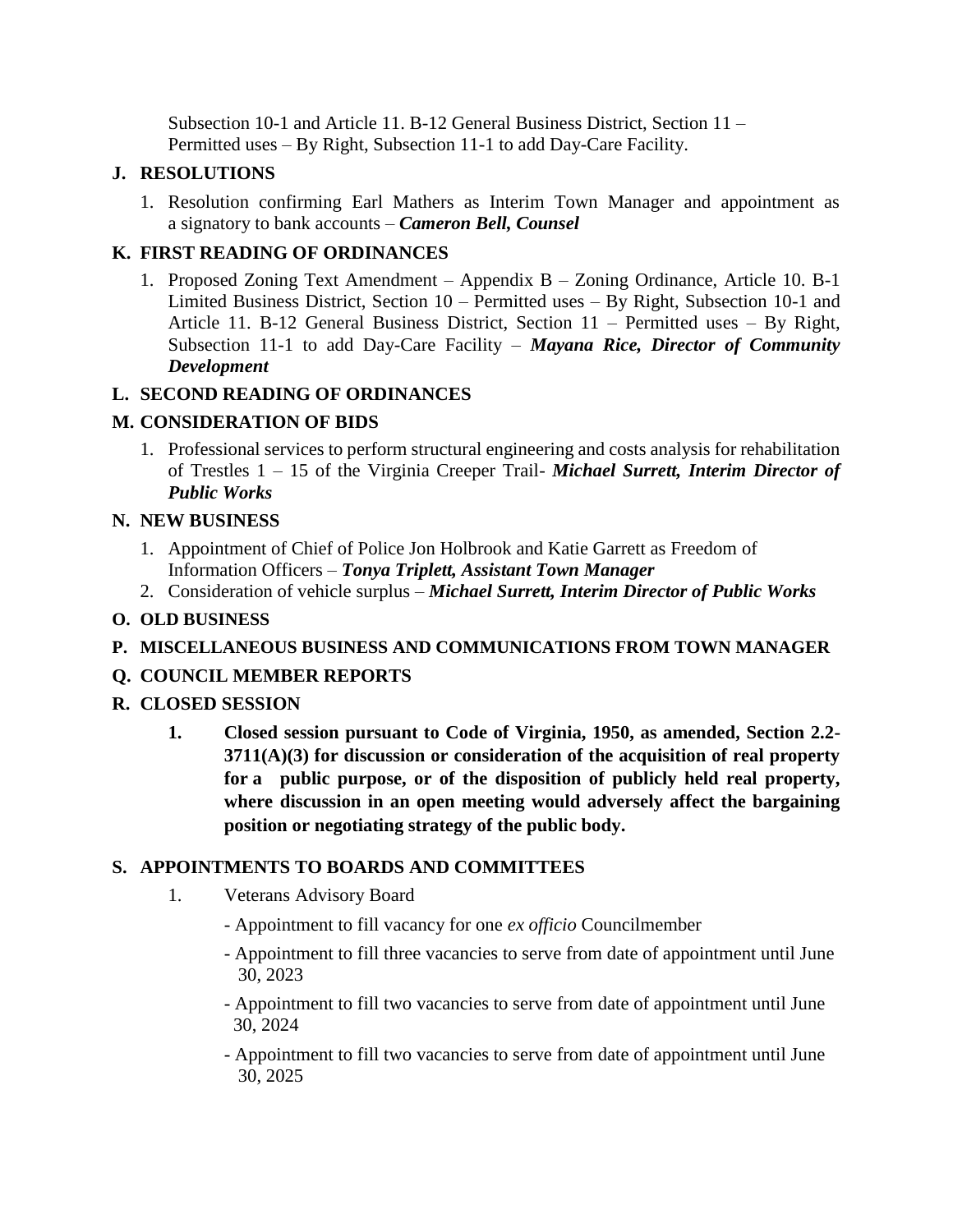Subsection 10-1 and Article 11. B-12 General Business District, Section 11 – Permitted uses – By Right, Subsection 11-1 to add Day-Care Facility.

**J. RESOLUTIONS**

1. Resolution confirming Earl Mathers as Interim Town Manager and appointment as a signatory to bank accounts – ***Cameron Bell, Counsel***

**K. FIRST READING OF ORDINANCES**

1. Proposed Zoning Text Amendment – Appendix B – Zoning Ordinance, Article 10. B-1 Limited Business District, Section 10 – Permitted uses – By Right, Subsection 10-1 and Article 11. B-12 General Business District, Section 11 – Permitted uses – By Right, Subsection 11-1 to add Day-Care Facility – ***Mayana Rice, Director of Community Development***

**L. SECOND READING OF ORDINANCES**

**M. CONSIDERATION OF BIDS**

1. Professional services to perform structural engineering and costs analysis for rehabilitation of Trestles 1 – 15 of the Virginia Creeper Trail- ***Michael Surrett, Interim Director of Public Works***

**N. NEW BUSINESS**

1. Appointment of Chief of Police Jon Holbrook and Katie Garrett as Freedom of Information Officers – ***Tonya Triplett, Assistant Town Manager***
2. Consideration of vehicle surplus – ***Michael Surrett, Interim Director of Public Works***

**O. OLD BUSINESS**

**P. MISCELLANEOUS BUSINESS AND COMMUNICATIONS FROM TOWN MANAGER**

**Q. COUNCIL MEMBER REPORTS**

**R. CLOSED SESSION**

1. **Closed session pursuant to Code of Virginia, 1950, as amended, Section 2.2-3711(A)(3) for discussion or consideration of the acquisition of real property for a public purpose, or of the disposition of publicly held real property, where discussion in an open meeting would adversely affect the bargaining position or negotiating strategy of the public body.**

**S. APPOINTMENTS TO BOARDS AND COMMITTEES**

1. Veterans Advisory Board
   - Appointment to fill vacancy for one *ex officio* Councilmember
   - Appointment to fill three vacancies to serve from date of appointment until June 30, 2023
   - Appointment to fill two vacancies to serve from date of appointment until June 30, 2024
   - Appointment to fill two vacancies to serve from date of appointment until June 30, 2025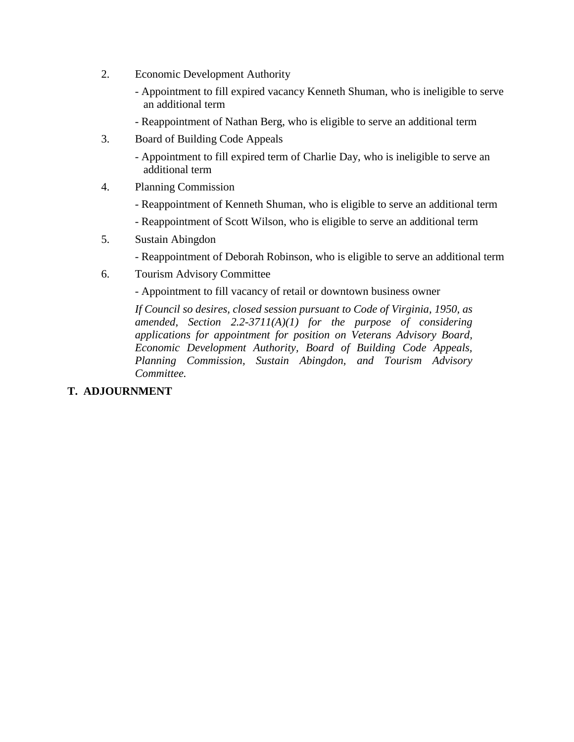2. Economic Development Authority

   - Appointment to fill expired vacancy Kenneth Shuman, who is ineligible to serve an additional term

   - Reappointment of Nathan Berg, who is eligible to serve an additional term

3. Board of Building Code Appeals

   - Appointment to fill expired term of Charlie Day, who is ineligible to serve an additional term

4. Planning Commission

   - Reappointment of Kenneth Shuman, who is eligible to serve an additional term

   - Reappointment of Scott Wilson, who is eligible to serve an additional term

5. Sustain Abingdon

   - Reappointment of Deborah Robinson, who is eligible to serve an additional term

6. Tourism Advisory Committee

   - Appointment to fill vacancy of retail or downtown business owner

   *If Council so desires, closed session pursuant to Code of Virginia, 1950, as amended, Section 2.2-3711(A)(1) for the purpose of considering applications for appointment for position on Veterans Advisory Board, Economic Development Authority, Board of Building Code Appeals, Planning Commission, Sustain Abingdon, and Tourism Advisory Committee.*

**T. ADJOURNMENT**